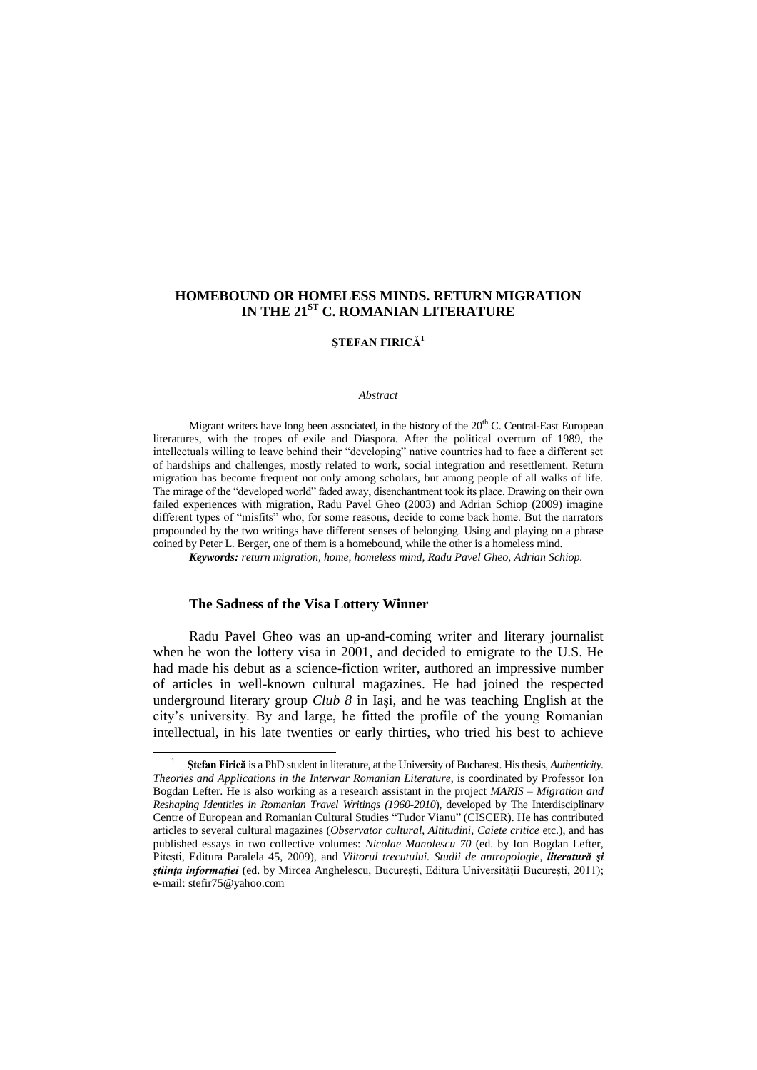# HOMEBOUND OR HOMELESS MINDS. RETURN MIGRATION IN THE 21$^{ST}$ C. ROMANIAN LITERATURE

**ȘTEFAN FIRICĂ**[1]

*Abstract*

Migrant writers have long been associated, in the history of the 20$^{th}$ C. Central-East European literatures, with the tropes of exile and Diaspora. After the political overturn of 1989, the intellectuals willing to leave behind their "developing" native countries had to face a different set of hardships and challenges, mostly related to work, social integration and resettlement. Return migration has become frequent not only among scholars, but among people of all walks of life. The mirage of the "developed world" faded away, disenchantment took its place. Drawing on their own failed experiences with migration, Radu Pavel Gheo (2003) and Adrian Schiop (2009) imagine different types of "misfits" who, for some reasons, decide to come back home. But the narrators propounded by the two writings have different senses of belonging. Using and playing on a phrase coined by Peter L. Berger, one of them is a homebound, while the other is a homeless mind.

***Keywords:*** *return migration, home, homeless mind, Radu Pavel Gheo, Adrian Schiop.*

## The Sadness of the Visa Lottery Winner

Radu Pavel Gheo was an up-and-coming writer and literary journalist when he won the lottery visa in 2001, and decided to emigrate to the U.S. He had made his debut as a science-fiction writer, authored an impressive number of articles in well-known cultural magazines. He had joined the respected underground literary group *Club 8* in Iaşi, and he was teaching English at the city's university. By and large, he fitted the profile of the young Romanian intellectual, in his late twenties or early thirties, who tried his best to achieve

---

[1] **Ştefan Firică** is a PhD student in literature, at the University of Bucharest. His thesis, *Authenticity. Theories and Applications in the Interwar Romanian Literature*, is coordinated by Professor Ion Bogdan Lefter. He is also working as a research assistant in the project *MARIS – Migration and Reshaping Identities in Romanian Travel Writings (1960-2010*), developed by The Interdisciplinary Centre of European and Romanian Cultural Studies "Tudor Vianu" (CISCER). He has contributed articles to several cultural magazines (*Observator cultural*, *Altitudini*, *Caiete critice* etc.), and has published essays in two collective volumes: *Nicolae Manolescu 70* (ed. by Ion Bogdan Lefter, Piteşti, Editura Paralela 45, 2009), and *Viitorul trecutului. Studii de antropologie, **literatură şi ştiinţa informaţiei*** (ed. by Mircea Anghelescu, Bucureşti, Editura Universităţii Bucureşti, 2011); e-mail: stefir75@yahoo.com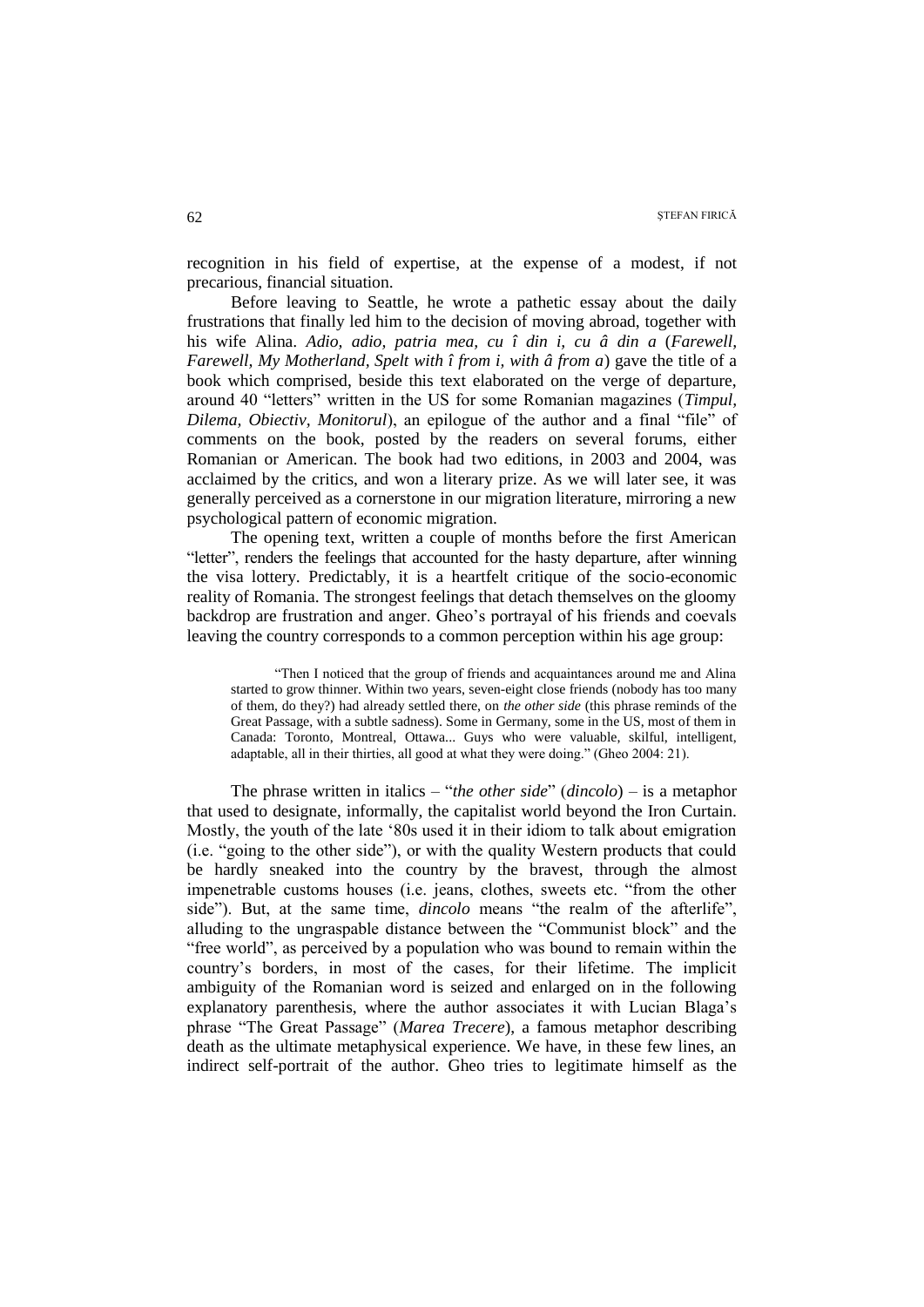recognition in his field of expertise, at the expense of a modest, if not precarious, financial situation.

Before leaving to Seattle, he wrote a pathetic essay about the daily frustrations that finally led him to the decision of moving abroad, together with his wife Alina. *Adio, adio, patria mea, cu î din i, cu â din a* (*Farewell, Farewell, My Motherland, Spelt with î from i, with â from a*) gave the title of a book which comprised, beside this text elaborated on the verge of departure, around 40 "letters" written in the US for some Romanian magazines (*Timpul, Dilema, Obiectiv, Monitorul*), an epilogue of the author and a final "file" of comments on the book, posted by the readers on several forums, either Romanian or American. The book had two editions, in 2003 and 2004, was acclaimed by the critics, and won a literary prize. As we will later see, it was generally perceived as a cornerstone in our migration literature, mirroring a new psychological pattern of economic migration.

The opening text, written a couple of months before the first American "letter", renders the feelings that accounted for the hasty departure, after winning the visa lottery. Predictably, it is a heartfelt critique of the socio-economic reality of Romania. The strongest feelings that detach themselves on the gloomy backdrop are frustration and anger. Gheo's portrayal of his friends and coevals leaving the country corresponds to a common perception within his age group:

> "Then I noticed that the group of friends and acquaintances around me and Alina started to grow thinner. Within two years, seven-eight close friends (nobody has too many of them, do they?) had already settled there, on *the other side* (this phrase reminds of the Great Passage, with a subtle sadness). Some in Germany, some in the US, most of them in Canada: Toronto, Montreal, Ottawa... Guys who were valuable, skilful, intelligent, adaptable, all in their thirties, all good at what they were doing." (Gheo 2004: 21).

The phrase written in italics – "*the other side*" (*dincolo*) – is a metaphor that used to designate, informally, the capitalist world beyond the Iron Curtain. Mostly, the youth of the late '80s used it in their idiom to talk about emigration (i.e. "going to the other side"), or with the quality Western products that could be hardly sneaked into the country by the bravest, through the almost impenetrable customs houses (i.e. jeans, clothes, sweets etc. "from the other side"). But, at the same time, *dincolo* means "the realm of the afterlife", alluding to the ungraspable distance between the "Communist block" and the "free world", as perceived by a population who was bound to remain within the country's borders, in most of the cases, for their lifetime. The implicit ambiguity of the Romanian word is seized and enlarged on in the following explanatory parenthesis, where the author associates it with Lucian Blaga's phrase "The Great Passage" (*Marea Trecere*), a famous metaphor describing death as the ultimate metaphysical experience. We have, in these few lines, an indirect self-portrait of the author. Gheo tries to legitimate himself as the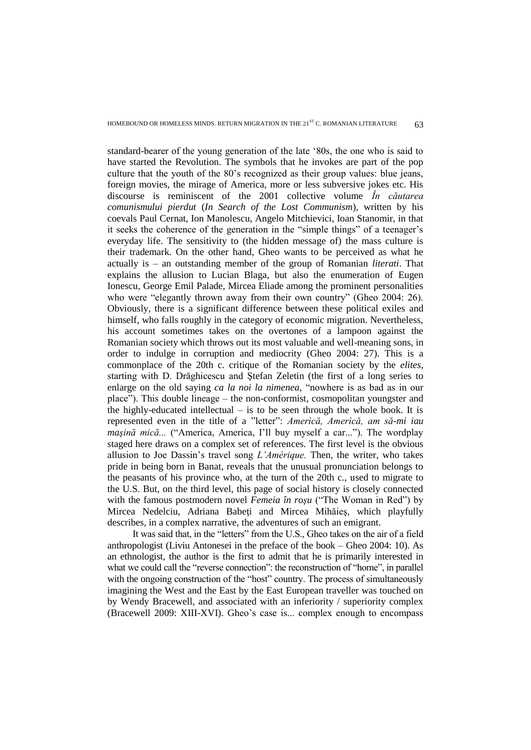standard-bearer of the young generation of the late '80s, the one who is said to have started the Revolution. The symbols that he invokes are part of the pop culture that the youth of the 80's recognized as their group values: blue jeans, foreign movies, the mirage of America, more or less subversive jokes etc. His discourse is reminiscent of the 2001 collective volume *În căutarea comunismului pierdut* (*In Search of the Lost Communism*), written by his coevals Paul Cernat, Ion Manolescu, Angelo Mitchievici, Ioan Stanomir, in that it seeks the coherence of the generation in the "simple things" of a teenager's everyday life. The sensitivity to (the hidden message of) the mass culture is their trademark. On the other hand, Gheo wants to be perceived as what he actually is – an outstanding member of the group of Romanian *literati*. That explains the allusion to Lucian Blaga, but also the enumeration of Eugen Ionescu, George Emil Palade, Mircea Eliade among the prominent personalities who were "elegantly thrown away from their own country" (Gheo 2004: 26). Obviously, there is a significant difference between these political exiles and himself, who falls roughly in the category of economic migration. Nevertheless, his account sometimes takes on the overtones of a lampoon against the Romanian society which throws out its most valuable and well-meaning sons, in order to indulge in corruption and mediocrity (Gheo 2004: 27). This is a commonplace of the 20th c. critique of the Romanian society by the *elites*, starting with D. Drăghicescu and Ştefan Zeletin (the first of a long series to enlarge on the old saying *ca la noi la nimenea*, "nowhere is as bad as in our place"). This double lineage – the non-conformist, cosmopolitan youngster and the highly-educated intellectual – is to be seen through the whole book. It is represented even in the title of a "letter": *Amerìcă, Amerìcă, am să-mi iau maşină mică...* ("America, America, I'll buy myself a car..."). The wordplay staged here draws on a complex set of references. The first level is the obvious allusion to Joe Dassin's travel song *L'Amérique.* Then, the writer, who takes pride in being born in Banat, reveals that the unusual pronunciation belongs to the peasants of his province who, at the turn of the 20th c., used to migrate to the U.S. But, on the third level, this page of social history is closely connected with the famous postmodern novel *Femeia în roşu* ("The Woman in Red") by Mircea Nedelciu, Adriana Babeţi and Mircea Mihăieş, which playfully describes, in a complex narrative, the adventures of such an emigrant.

It was said that, in the "letters" from the U.S., Gheo takes on the air of a field anthropologist (Liviu Antonesei in the preface of the book – Gheo 2004: 10). As an ethnologist, the author is the first to admit that he is primarily interested in what we could call the "reverse connection": the reconstruction of "home", in parallel with the ongoing construction of the "host" country. The process of simultaneously imagining the West and the East by the East European traveller was touched on by Wendy Bracewell, and associated with an inferiority / superiority complex (Bracewell 2009: XIII-XVI). Gheo's case is... complex enough to encompass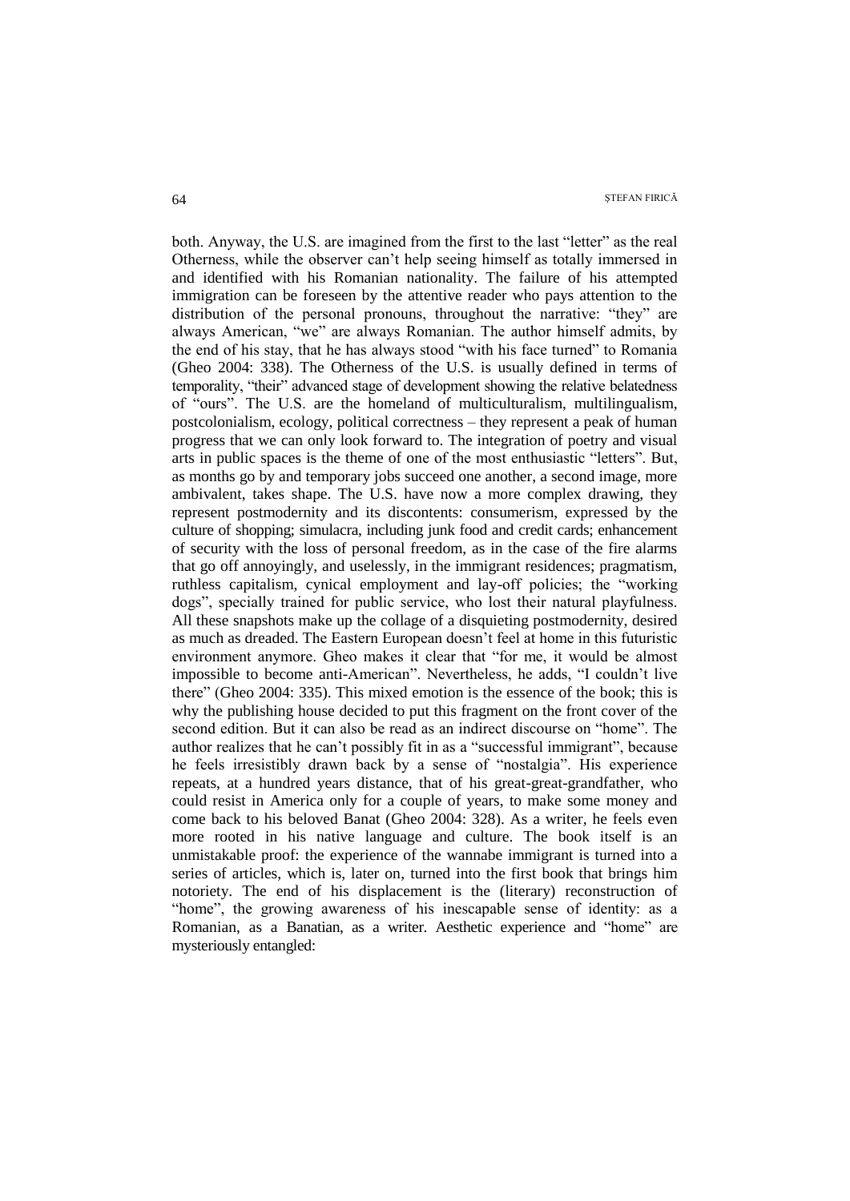both. Anyway, the U.S. are imagined from the first to the last "letter" as the real Otherness, while the observer can't help seeing himself as totally immersed in and identified with his Romanian nationality. The failure of his attempted immigration can be foreseen by the attentive reader who pays attention to the distribution of the personal pronouns, throughout the narrative: "they" are always American, "we" are always Romanian. The author himself admits, by the end of his stay, that he has always stood "with his face turned" to Romania (Gheo 2004: 338). The Otherness of the U.S. is usually defined in terms of temporality, "their" advanced stage of development showing the relative belatedness of "ours". The U.S. are the homeland of multiculturalism, multilingualism, postcolonialism, ecology, political correctness – they represent a peak of human progress that we can only look forward to. The integration of poetry and visual arts in public spaces is the theme of one of the most enthusiastic "letters". But, as months go by and temporary jobs succeed one another, a second image, more ambivalent, takes shape. The U.S. have now a more complex drawing, they represent postmodernity and its discontents: consumerism, expressed by the culture of shopping; simulacra, including junk food and credit cards; enhancement of security with the loss of personal freedom, as in the case of the fire alarms that go off annoyingly, and uselessly, in the immigrant residences; pragmatism, ruthless capitalism, cynical employment and lay-off policies; the "working dogs", specially trained for public service, who lost their natural playfulness. All these snapshots make up the collage of a disquieting postmodernity, desired as much as dreaded. The Eastern European doesn't feel at home in this futuristic environment anymore. Gheo makes it clear that "for me, it would be almost impossible to become anti-American". Nevertheless, he adds, "I couldn't live there" (Gheo 2004: 335). This mixed emotion is the essence of the book; this is why the publishing house decided to put this fragment on the front cover of the second edition. But it can also be read as an indirect discourse on "home". The author realizes that he can't possibly fit in as a "successful immigrant", because he feels irresistibly drawn back by a sense of "nostalgia". His experience repeats, at a hundred years distance, that of his great-great-grandfather, who could resist in America only for a couple of years, to make some money and come back to his beloved Banat (Gheo 2004: 328). As a writer, he feels even more rooted in his native language and culture. The book itself is an unmistakable proof: the experience of the wannabe immigrant is turned into a series of articles, which is, later on, turned into the first book that brings him notoriety. The end of his displacement is the (literary) reconstruction of "home", the growing awareness of his inescapable sense of identity: as a Romanian, as a Banatian, as a writer. Aesthetic experience and "home" are mysteriously entangled: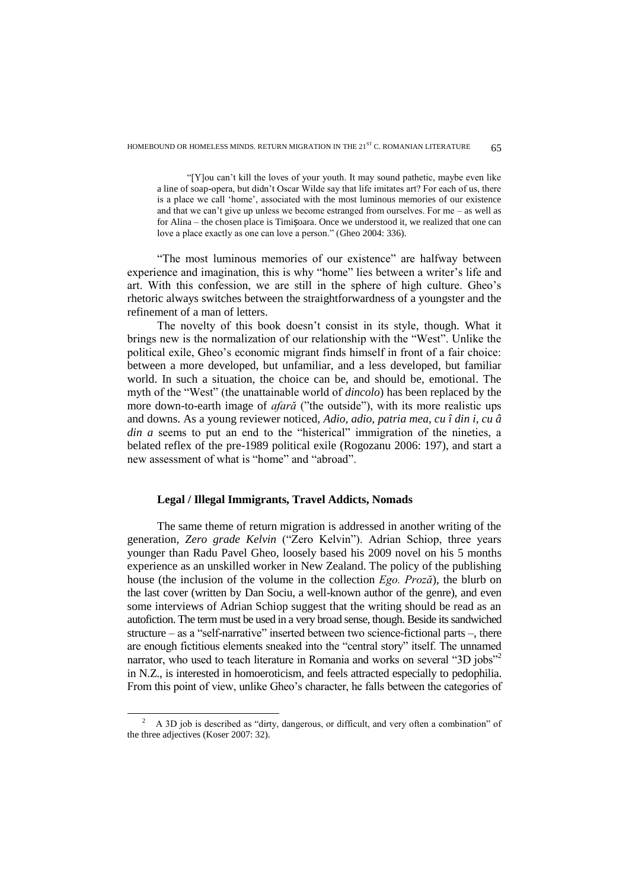> "[Y]ou can't kill the loves of your youth. It may sound pathetic, maybe even like a line of soap-opera, but didn't Oscar Wilde say that life imitates art? For each of us, there is a place we call 'home', associated with the most luminous memories of our existence and that we can't give up unless we become estranged from ourselves. For me – as well as for Alina – the chosen place is Timișoara. Once we understood it, we realized that one can love a place exactly as one can love a person." (Gheo 2004: 336).

"The most luminous memories of our existence" are halfway between experience and imagination, this is why "home" lies between a writer's life and art. With this confession, we are still in the sphere of high culture. Gheo's rhetoric always switches between the straightforwardness of a youngster and the refinement of a man of letters.

The novelty of this book doesn't consist in its style, though. What it brings new is the normalization of our relationship with the "West". Unlike the political exile, Gheo's economic migrant finds himself in front of a fair choice: between a more developed, but unfamiliar, and a less developed, but familiar world. In such a situation, the choice can be, and should be, emotional. The myth of the "West" (the unattainable world of *dincolo*) has been replaced by the more down-to-earth image of *afară* ("the outside"), with its more realistic ups and downs. As a young reviewer noticed, *Adio, adio, patria mea, cu î din i, cu â din a* seems to put an end to the "histerical" immigration of the nineties, a belated reflex of the pre-1989 political exile (Rogozanu 2006: 197), and start a new assessment of what is "home" and "abroad".

## Legal / Illegal Immigrants, Travel Addicts, Nomads

The same theme of return migration is addressed in another writing of the generation, *Zero grade Kelvin* ("Zero Kelvin"). Adrian Schiop, three years younger than Radu Pavel Gheo, loosely based his 2009 novel on his 5 months experience as an unskilled worker in New Zealand. The policy of the publishing house (the inclusion of the volume in the collection *Ego. Proză*), the blurb on the last cover (written by Dan Sociu, a well-known author of the genre), and even some interviews of Adrian Schiop suggest that the writing should be read as an autofiction. The term must be used in a very broad sense, though. Beside its sandwiched structure – as a "self-narrative" inserted between two science-fictional parts –, there are enough fictitious elements sneaked into the "central story" itself. The unnamed narrator, who used to teach literature in Romania and works on several "3D jobs"[2] in N.Z., is interested in homoeroticism, and feels attracted especially to pedophilia. From this point of view, unlike Gheo's character, he falls between the categories of

[2] A 3D job is described as "dirty, dangerous, or difficult, and very often a combination" of the three adjectives (Koser 2007: 32).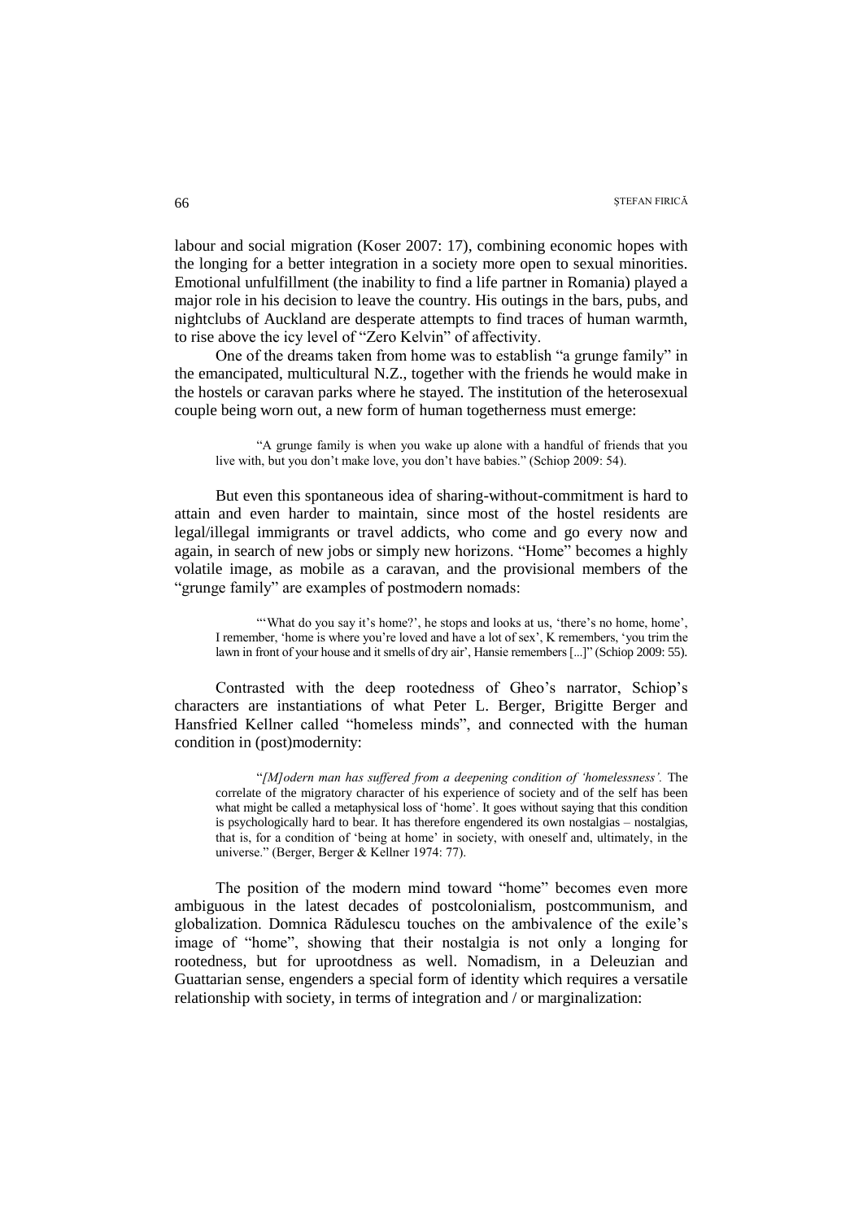labour and social migration (Koser 2007: 17), combining economic hopes with the longing for a better integration in a society more open to sexual minorities. Emotional unfulfillment (the inability to find a life partner in Romania) played a major role in his decision to leave the country. His outings in the bars, pubs, and nightclubs of Auckland are desperate attempts to find traces of human warmth, to rise above the icy level of "Zero Kelvin" of affectivity.

One of the dreams taken from home was to establish "a grunge family" in the emancipated, multicultural N.Z., together with the friends he would make in the hostels or caravan parks where he stayed. The institution of the heterosexual couple being worn out, a new form of human togetherness must emerge:

> "A grunge family is when you wake up alone with a handful of friends that you live with, but you don't make love, you don't have babies." (Schiop 2009: 54).

But even this spontaneous idea of sharing-without-commitment is hard to attain and even harder to maintain, since most of the hostel residents are legal/illegal immigrants or travel addicts, who come and go every now and again, in search of new jobs or simply new horizons. "Home" becomes a highly volatile image, as mobile as a caravan, and the provisional members of the "grunge family" are examples of postmodern nomads:

> "'What do you say it's home?', he stops and looks at us, 'there's no home, home', I remember, 'home is where you're loved and have a lot of sex', K remembers, 'you trim the lawn in front of your house and it smells of dry air', Hansie remembers [...]" (Schiop 2009: 55).

Contrasted with the deep rootedness of Gheo's narrator, Schiop's characters are instantiations of what Peter L. Berger, Brigitte Berger and Hansfried Kellner called "homeless minds", and connected with the human condition in (post)modernity:

> "*[M]odern man has suffered from a deepening condition of 'homelessness'.* The correlate of the migratory character of his experience of society and of the self has been what might be called a metaphysical loss of 'home'. It goes without saying that this condition is psychologically hard to bear. It has therefore engendered its own nostalgias – nostalgias, that is, for a condition of 'being at home' in society, with oneself and, ultimately, in the universe." (Berger, Berger & Kellner 1974: 77).

The position of the modern mind toward "home" becomes even more ambiguous in the latest decades of postcolonialism, postcommunism, and globalization. Domnica Rădulescu touches on the ambivalence of the exile's image of "home", showing that their nostalgia is not only a longing for rootedness, but for uprootdness as well. Nomadism, in a Deleuzian and Guattarian sense, engenders a special form of identity which requires a versatile relationship with society, in terms of integration and / or marginalization: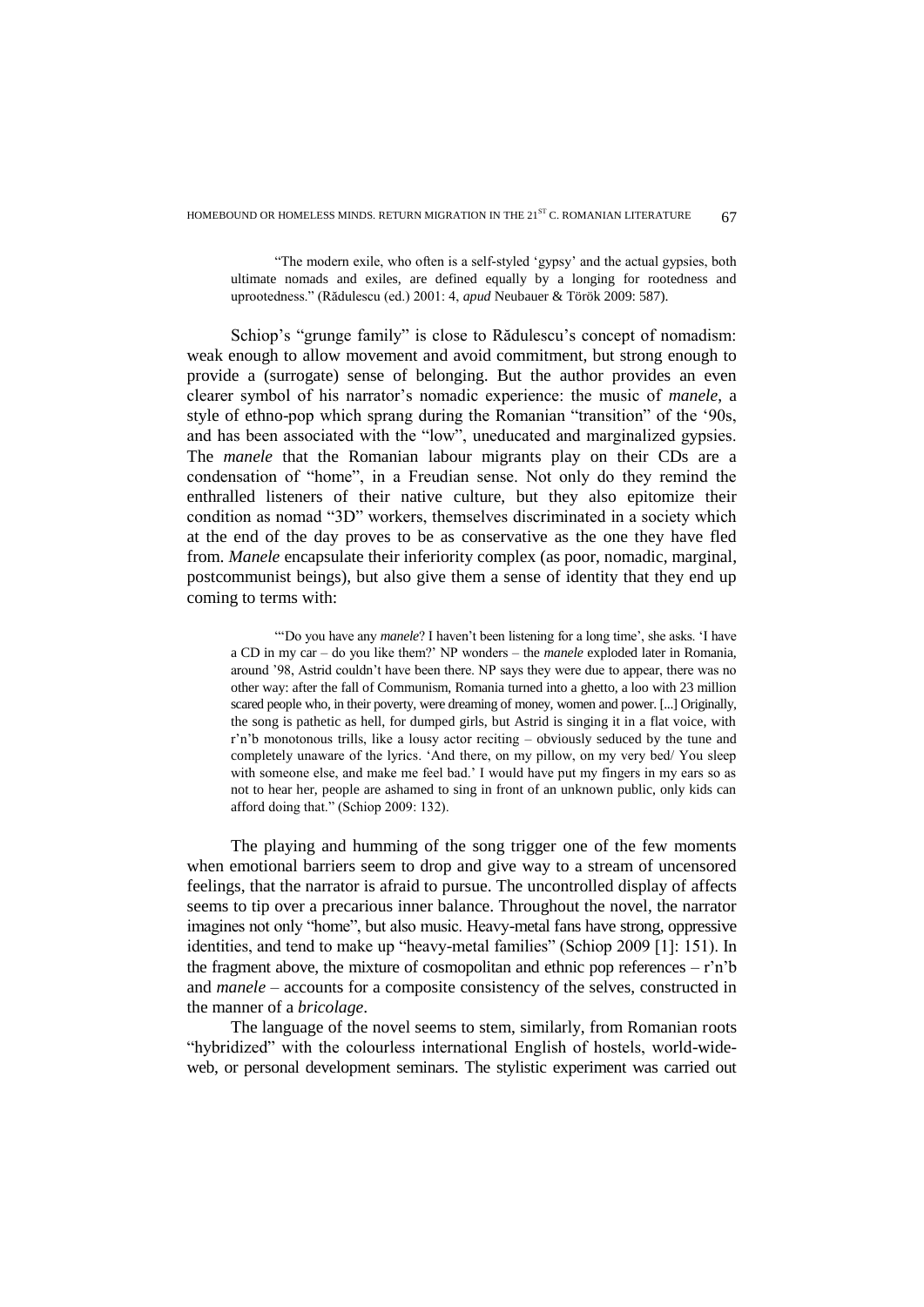> "The modern exile, who often is a self-styled 'gypsy' and the actual gypsies, both ultimate nomads and exiles, are defined equally by a longing for rootedness and uprootedness." (Rădulescu (ed.) 2001: 4, *apud* Neubauer & Török 2009: 587).

Schiop's "grunge family" is close to Rădulescu's concept of nomadism: weak enough to allow movement and avoid commitment, but strong enough to provide a (surrogate) sense of belonging. But the author provides an even clearer symbol of his narrator's nomadic experience: the music of *manele*, a style of ethno-pop which sprang during the Romanian "transition" of the '90s, and has been associated with the "low", uneducated and marginalized gypsies. The *manele* that the Romanian labour migrants play on their CDs are a condensation of "home", in a Freudian sense. Not only do they remind the enthralled listeners of their native culture, but they also epitomize their condition as nomad "3D" workers, themselves discriminated in a society which at the end of the day proves to be as conservative as the one they have fled from. *Manele* encapsulate their inferiority complex (as poor, nomadic, marginal, postcommunist beings), but also give them a sense of identity that they end up coming to terms with:

> "'Do you have any *manele*? I haven't been listening for a long time', she asks. 'I have a CD in my car – do you like them?' NP wonders – the *manele* exploded later in Romania, around '98, Astrid couldn't have been there. NP says they were due to appear, there was no other way: after the fall of Communism, Romania turned into a ghetto, a loo with 23 million scared people who, in their poverty, were dreaming of money, women and power. [...] Originally, the song is pathetic as hell, for dumped girls, but Astrid is singing it in a flat voice, with r'n'b monotonous trills, like a lousy actor reciting – obviously seduced by the tune and completely unaware of the lyrics. 'And there, on my pillow, on my very bed/ You sleep with someone else, and make me feel bad.' I would have put my fingers in my ears so as not to hear her, people are ashamed to sing in front of an unknown public, only kids can afford doing that." (Schiop 2009: 132).

The playing and humming of the song trigger one of the few moments when emotional barriers seem to drop and give way to a stream of uncensored feelings, that the narrator is afraid to pursue. The uncontrolled display of affects seems to tip over a precarious inner balance. Throughout the novel, the narrator imagines not only "home", but also music. Heavy-metal fans have strong, oppressive identities, and tend to make up "heavy-metal families" (Schiop 2009 [1]: 151). In the fragment above, the mixture of cosmopolitan and ethnic pop references – r'n'b and *manele* – accounts for a composite consistency of the selves, constructed in the manner of a *bricolage*.

The language of the novel seems to stem, similarly, from Romanian roots "hybridized" with the colourless international English of hostels, world-wide-web, or personal development seminars. The stylistic experiment was carried out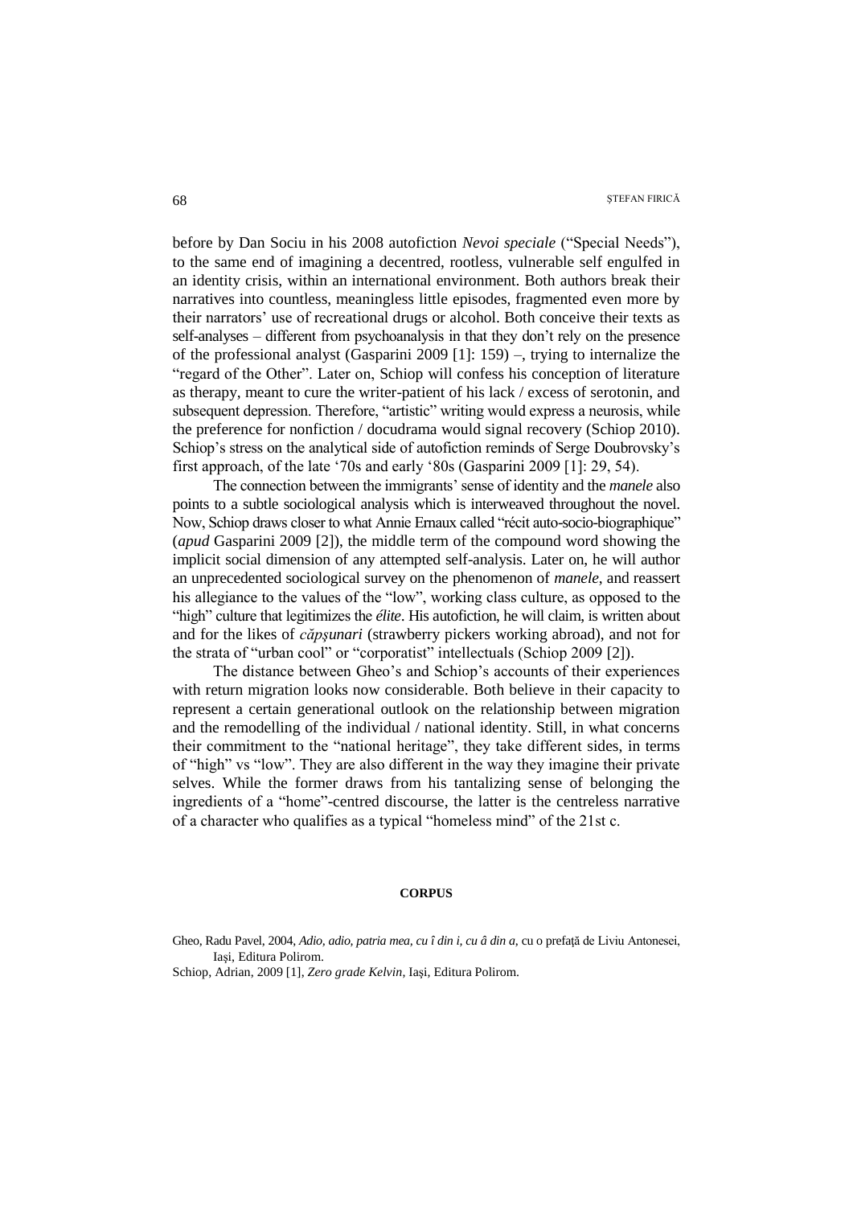before by Dan Sociu in his 2008 autofiction *Nevoi speciale* ("Special Needs"), to the same end of imagining a decentred, rootless, vulnerable self engulfed in an identity crisis, within an international environment. Both authors break their narratives into countless, meaningless little episodes, fragmented even more by their narrators' use of recreational drugs or alcohol. Both conceive their texts as self-analyses – different from psychoanalysis in that they don't rely on the presence of the professional analyst (Gasparini 2009 [1]: 159) –, trying to internalize the "regard of the Other". Later on, Schiop will confess his conception of literature as therapy, meant to cure the writer-patient of his lack / excess of serotonin, and subsequent depression. Therefore, "artistic" writing would express a neurosis, while the preference for nonfiction / docudrama would signal recovery (Schiop 2010). Schiop's stress on the analytical side of autofiction reminds of Serge Doubrovsky's first approach, of the late '70s and early '80s (Gasparini 2009 [1]: 29, 54).

The connection between the immigrants' sense of identity and the *manele* also points to a subtle sociological analysis which is interweaved throughout the novel. Now, Schiop draws closer to what Annie Ernaux called "récit auto-socio-biographique" (*apud* Gasparini 2009 [2]), the middle term of the compound word showing the implicit social dimension of any attempted self-analysis. Later on, he will author an unprecedented sociological survey on the phenomenon of *manele*, and reassert his allegiance to the values of the "low", working class culture, as opposed to the "high" culture that legitimizes the *élite*. His autofiction, he will claim, is written about and for the likes of *căpşunari* (strawberry pickers working abroad), and not for the strata of "urban cool" or "corporatist" intellectuals (Schiop 2009 [2]).

The distance between Gheo's and Schiop's accounts of their experiences with return migration looks now considerable. Both believe in their capacity to represent a certain generational outlook on the relationship between migration and the remodelling of the individual / national identity. Still, in what concerns their commitment to the "national heritage", they take different sides, in terms of "high" vs "low". They are also different in the way they imagine their private selves. While the former draws from his tantalizing sense of belonging the ingredients of a "home"-centred discourse, the latter is the centreless narrative of a character who qualifies as a typical "homeless mind" of the 21st c.

## CORPUS

Gheo, Radu Pavel, 2004, *Adio, adio, patria mea, cu î din i, cu â din a*, cu o prefaţă de Liviu Antonesei, Iaşi, Editura Polirom.

Schiop, Adrian, 2009 [1], *Zero grade Kelvin*, Iaşi, Editura Polirom.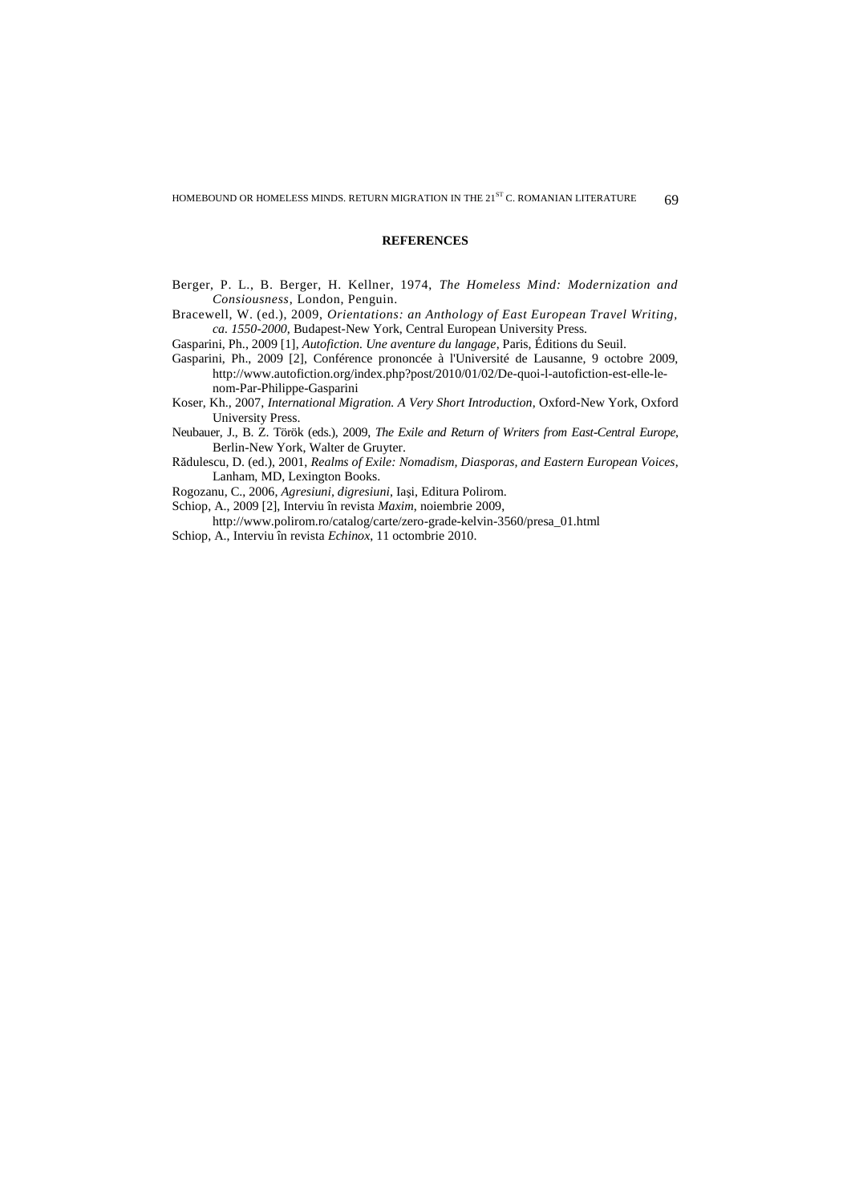## REFERENCES

Berger, P. L., B. Berger, H. Kellner, 1974, *The Homeless Mind: Modernization and Consiousness*, London, Penguin.

Bracewell, W. (ed.), 2009, *Orientations: an Anthology of East European Travel Writing, ca. 1550-2000*, Budapest-New York, Central European University Press.

Gasparini, Ph., 2009 [1], *Autofiction. Une aventure du langage*, Paris, Éditions du Seuil.

Gasparini, Ph., 2009 [2], Conférence prononcée à l'Université de Lausanne, 9 octobre 2009, http://www.autofiction.org/index.php?post/2010/01/02/De-quoi-l-autofiction-est-elle-le-nom-Par-Philippe-Gasparini

Koser, Kh., 2007, *International Migration. A Very Short Introduction*, Oxford-New York, Oxford University Press.

Neubauer, J., B. Z. Török (eds.), 2009, *The Exile and Return of Writers from East-Central Europe*, Berlin-New York, Walter de Gruyter.

Rădulescu, D. (ed.), 2001, *Realms of Exile: Nomadism, Diasporas, and Eastern European Voices*, Lanham, MD, Lexington Books.

Rogozanu, C., 2006, *Agresiuni, digresiuni*, Iaşi, Editura Polirom.

Schiop, A., 2009 [2], Interviu în revista *Maxim*, noiembrie 2009, http://www.polirom.ro/catalog/carte/zero-grade-kelvin-3560/presa_01.html

Schiop, A., Interviu în revista *Echinox*, 11 octombrie 2010.